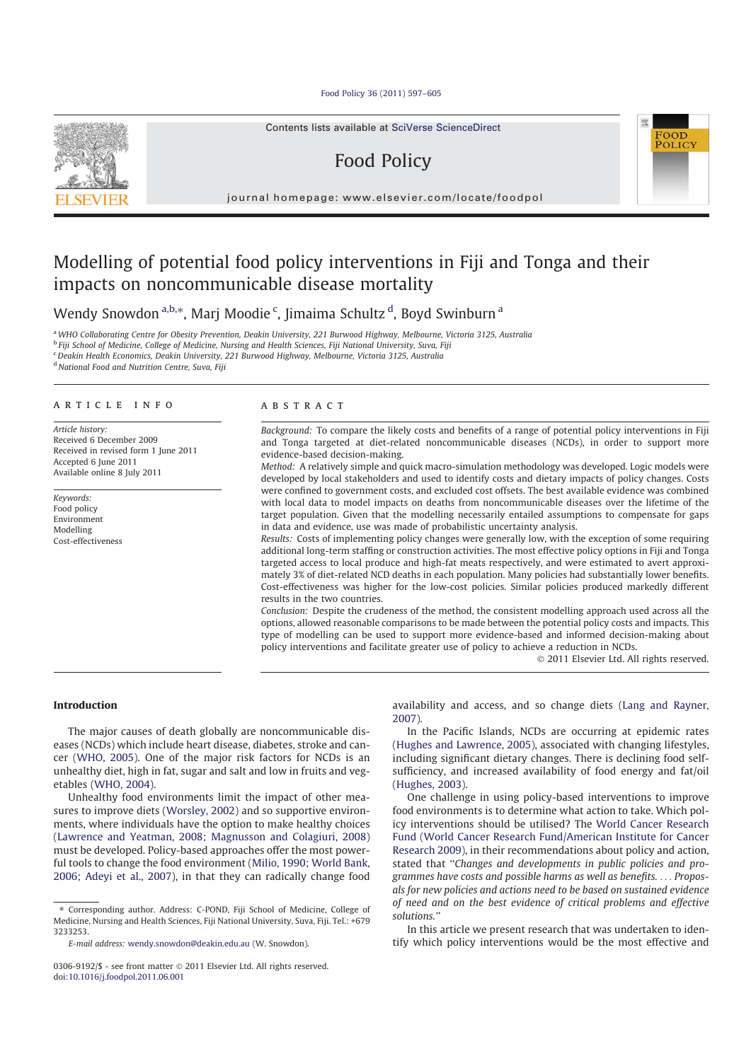# Modelling of potential food policy interventions in Fiji and Tonga and their impacts on noncommunicable disease mortality

Wendy Snowdon [a,b,*], Marj Moodie [c], Jimaima Schultz [d], Boyd Swinburn [a]

[a] WHO Collaborating Centre for Obesity Prevention, Deakin University, 221 Burwood Highway, Melbourne, Victoria 3125, Australia
[b] Fiji School of Medicine, College of Medicine, Nursing and Health Sciences, Fiji National University, Suva, Fiji
[c] Deakin Health Economics, Deakin University, 221 Burwood Highway, Melbourne, Victoria 3125, Australia
[d] National Food and Nutrition Centre, Suva, Fiji

## ARTICLE INFO

*Article history:*
Received 6 December 2009
Received in revised form 1 June 2011
Accepted 6 June 2011
Available online 8 July 2011

*Keywords:*
Food policy
Environment
Modelling
Cost-effectiveness

## ABSTRACT

*Background:* To compare the likely costs and benefits of a range of potential policy interventions in Fiji and Tonga targeted at diet-related noncommunicable diseases (NCDs), in order to support more evidence-based decision-making.

*Method:* A relatively simple and quick macro-simulation methodology was developed. Logic models were developed by local stakeholders and used to identify costs and dietary impacts of policy changes. Costs were confined to government costs, and excluded cost offsets. The best available evidence was combined with local data to model impacts on deaths from noncommunicable diseases over the lifetime of the target population. Given that the modelling necessarily entailed assumptions to compensate for gaps in data and evidence, use was made of probabilistic uncertainty analysis.

*Results:* Costs of implementing policy changes were generally low, with the exception of some requiring additional long-term staffing or construction activities. The most effective policy options in Fiji and Tonga targeted access to local produce and high-fat meats respectively, and were estimated to avert approximately 3% of diet-related NCD deaths in each population. Many policies had substantially lower benefits. Cost-effectiveness was higher for the low-cost policies. Similar policies produced markedly different results in the two countries.

*Conclusion:* Despite the crudeness of the method, the consistent modelling approach used across all the options, allowed reasonable comparisons to be made between the potential policy costs and impacts. This type of modelling can be used to support more evidence-based and informed decision-making about policy interventions and facilitate greater use of policy to achieve a reduction in NCDs.

© 2011 Elsevier Ltd. All rights reserved.

## Introduction

The major causes of death globally are noncommunicable diseases (NCDs) which include heart disease, diabetes, stroke and cancer (WHO, 2005). One of the major risk factors for NCDs is an unhealthy diet, high in fat, sugar and salt and low in fruits and vegetables (WHO, 2004).

Unhealthy food environments limit the impact of other measures to improve diets (Worsley, 2002) and so supportive environments, where individuals have the option to make healthy choices (Lawrence and Yeatman, 2008; Magnusson and Colagiuri, 2008) must be developed. Policy-based approaches offer the most powerful tools to change the food environment (Milio, 1990; World Bank, 2006; Adeyi et al., 2007), in that they can radically change food availability and access, and so change diets (Lang and Rayner, 2007).

In the Pacific Islands, NCDs are occurring at epidemic rates (Hughes and Lawrence, 2005), associated with changing lifestyles, including significant dietary changes. There is declining food self-sufficiency, and increased availability of food energy and fat/oil (Hughes, 2003).

One challenge in using policy-based interventions to improve food environments is to determine what action to take. Which policy interventions should be utilised? The World Cancer Research Fund (World Cancer Research Fund/American Institute for Cancer Research 2009), in their recommendations about policy and action, stated that "*Changes and developments in public policies and programmes have costs and possible harms as well as benefits. . . . Proposals for new policies and actions need to be based on sustained evidence of need and on the best evidence of critical problems and effective solutions.*"

In this article we present research that was undertaken to identify which policy interventions would be the most effective and

* Corresponding author. Address: C-POND, Fiji School of Medicine, College of Medicine, Nursing and Health Sciences, Fiji National University, Suva, Fiji. Tel.: +679 3233253.
*E-mail address:* wendy.snowdon@deakin.edu.au (W. Snowdon).

0306-9192/$ - see front matter © 2011 Elsevier Ltd. All rights reserved.
doi:10.1016/j.foodpol.2011.06.001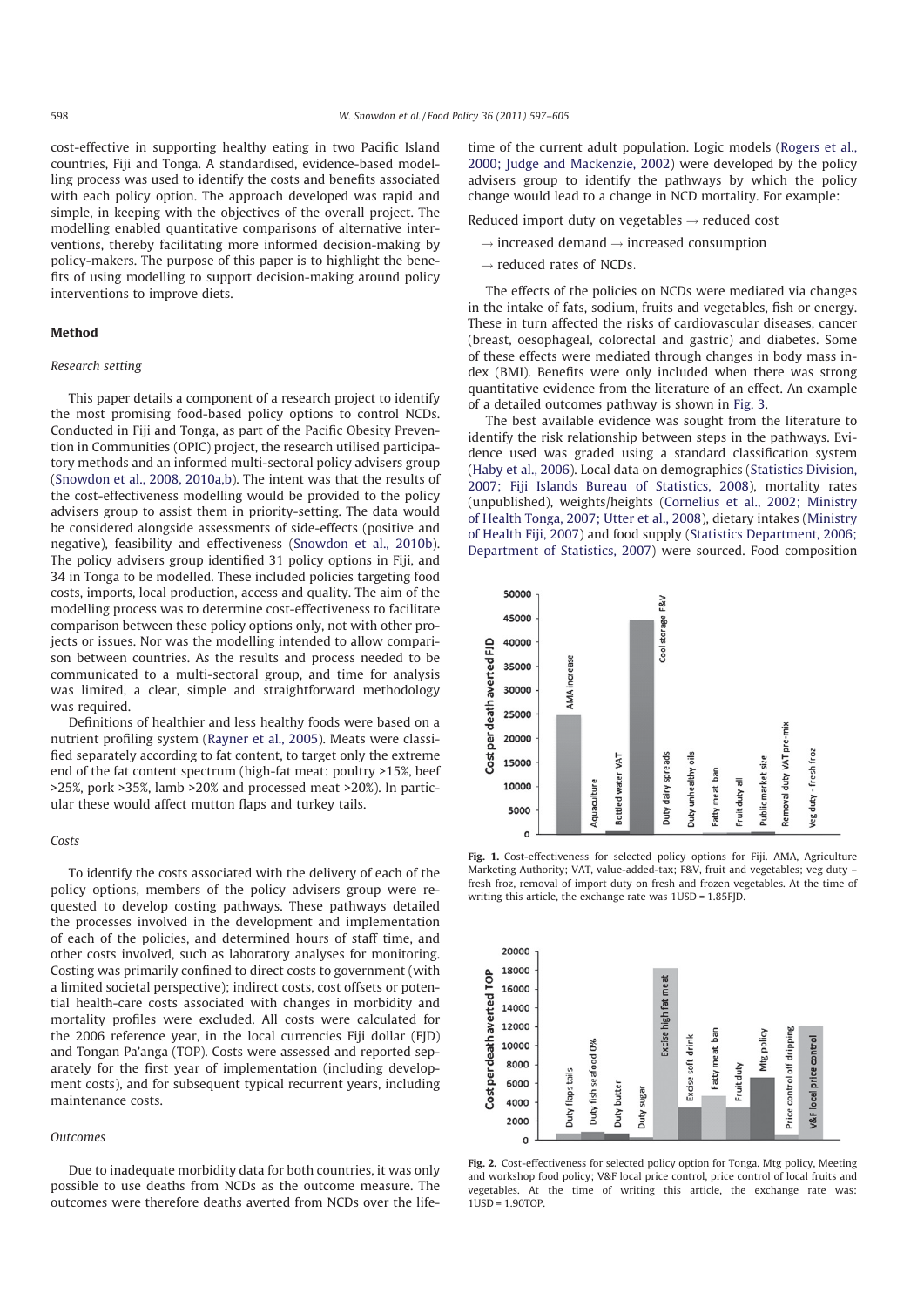cost-effective in supporting healthy eating in two Pacific Island countries, Fiji and Tonga. A standardised, evidence-based modelling process was used to identify the costs and benefits associated with each policy option. The approach developed was rapid and simple, in keeping with the objectives of the overall project. The modelling enabled quantitative comparisons of alternative interventions, thereby facilitating more informed decision-making by policy-makers. The purpose of this paper is to highlight the benefits of using modelling to support decision-making around policy interventions to improve diets.

## Method

### Research setting

This paper details a component of a research project to identify the most promising food-based policy options to control NCDs. Conducted in Fiji and Tonga, as part of the Pacific Obesity Prevention in Communities (OPIC) project, the research utilised participatory methods and an informed multi-sectoral policy advisers group (Snowdon et al., 2008, 2010a,b). The intent was that the results of the cost-effectiveness modelling would be provided to the policy advisers group to assist them in priority-setting. The data would be considered alongside assessments of side-effects (positive and negative), feasibility and effectiveness (Snowdon et al., 2010b). The policy advisers group identified 31 policy options in Fiji, and 34 in Tonga to be modelled. These included policies targeting food costs, imports, local production, access and quality. The aim of the modelling process was to determine cost-effectiveness to facilitate comparison between these policy options only, not with other projects or issues. Nor was the modelling intended to allow comparison between countries. As the results and process needed to be communicated to a multi-sectoral group, and time for analysis was limited, a clear, simple and straightforward methodology was required.

Definitions of healthier and less healthy foods were based on a nutrient profiling system (Rayner et al., 2005). Meats were classified separately according to fat content, to target only the extreme end of the fat content spectrum (high-fat meat: poultry >15%, beef >25%, pork >35%, lamb >20% and processed meat >20%). In particular these would affect mutton flaps and turkey tails.

### Costs

To identify the costs associated with the delivery of each of the policy options, members of the policy advisers group were requested to develop costing pathways. These pathways detailed the processes involved in the development and implementation of each of the policies, and determined hours of staff time, and other costs involved, such as laboratory analyses for monitoring. Costing was primarily confined to direct costs to government (with a limited societal perspective); indirect costs, cost offsets or potential health-care costs associated with changes in morbidity and mortality profiles were excluded. All costs were calculated for the 2006 reference year, in the local currencies Fiji dollar (FJD) and Tongan Pa'anga (TOP). Costs were assessed and reported separately for the first year of implementation (including development costs), and for subsequent typical recurrent years, including maintenance costs.

### Outcomes

Due to inadequate morbidity data for both countries, it was only possible to use deaths from NCDs as the outcome measure. The outcomes were therefore deaths averted from NCDs over the lifetime of the current adult population. Logic models (Rogers et al., 2000; Judge and Mackenzie, 2002) were developed by the policy advisers group to identify the pathways by which the policy change would lead to a change in NCD mortality. For example:

Reduced import duty on vegetables → reduced cost
→ increased demand → increased consumption
→ reduced rates of NCDs.

The effects of the policies on NCDs were mediated via changes in the intake of fats, sodium, fruits and vegetables, fish or energy. These in turn affected the risks of cardiovascular diseases, cancer (breast, oesophageal, colorectal and gastric) and diabetes. Some of these effects were mediated through changes in body mass index (BMI). Benefits were only included when there was strong quantitative evidence from the literature of an effect. An example of a detailed outcomes pathway is shown in Fig. 3.

The best available evidence was sought from the literature to identify the risk relationship between steps in the pathways. Evidence used was graded using a standard classification system (Haby et al., 2006). Local data on demographics (Statistics Division, 2007; Fiji Islands Bureau of Statistics, 2008), mortality rates (unpublished), weights/heights (Cornelius et al., 2002; Ministry of Health Tonga, 2007; Utter et al., 2008), dietary intakes (Ministry of Health Fiji, 2007) and food supply (Statistics Department, 2006; Department of Statistics, 2007) were sourced. Food composition

**Fig. 1.** Cost-effectiveness for selected policy options for Fiji. AMA, Agriculture Marketing Authority; VAT, value-added-tax; F&V, fruit and vegetables; veg duty – fresh froz, removal of import duty on fresh and frozen vegetables. At the time of writing this article, the exchange rate was 1USD = 1.85FJD.

**Fig. 2.** Cost-effectiveness for selected policy option for Tonga. Mtg policy, Meeting and workshop food policy; V&F local price control, price control of local fruits and vegetables. At the time of writing this article, the exchange rate was: 1USD = 1.90TOP.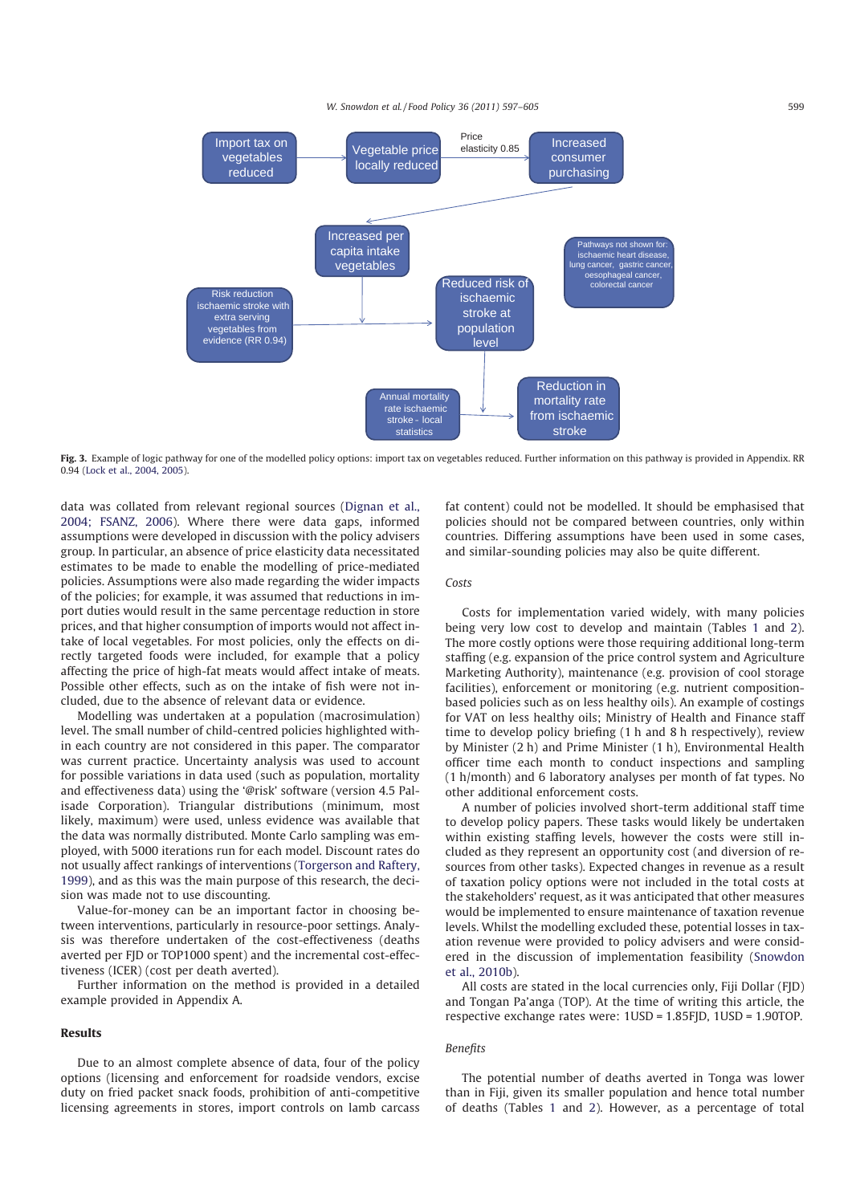Import tax on vegetables reduced → Vegetable price locally reduced → (Price elasticity 0.85) → Increased consumer purchasing → Increased per capita intake vegetables → Reduced risk of ischaemic stroke at population level ← Risk reduction ischaemic stroke with extra serving vegetables from evidence (RR 0.94)

Reduced risk of ischaemic stroke at population level → Reduction in mortality rate from ischaemic stroke ← Annual mortality rate ischaemic stroke - local statistics

Pathways not shown for: ischaemic heart disease, lung cancer, gastric cancer, oesophageal cancer, colorectal cancer

**Fig. 3.** Example of logic pathway for one of the modelled policy options: import tax on vegetables reduced. Further information on this pathway is provided in Appendix. RR 0.94 (Lock et al., 2004, 2005).

data was collated from relevant regional sources (Dignan et al., 2004; FSANZ, 2006). Where there were data gaps, informed assumptions were developed in discussion with the policy advisers group. In particular, an absence of price elasticity data necessitated estimates to be made to enable the modelling of price-mediated policies. Assumptions were also made regarding the wider impacts of the policies; for example, it was assumed that reductions in import duties would result in the same percentage reduction in store prices, and that higher consumption of imports would not affect intake of local vegetables. For most policies, only the effects on directly targeted foods were included, for example that a policy affecting the price of high-fat meats would affect intake of meats. Possible other effects, such as on the intake of fish were not included, due to the absence of relevant data or evidence.

Modelling was undertaken at a population (macrosimulation) level. The small number of child-centred policies highlighted within each country are not considered in this paper. The comparator was current practice. Uncertainty analysis was used to account for possible variations in data used (such as population, mortality and effectiveness data) using the '@risk' software (version 4.5 Palisade Corporation). Triangular distributions (minimum, most likely, maximum) were used, unless evidence was available that the data was normally distributed. Monte Carlo sampling was employed, with 5000 iterations run for each model. Discount rates do not usually affect rankings of interventions (Torgerson and Raftery, 1999), and as this was the main purpose of this research, the decision was made not to use discounting.

Value-for-money can be an important factor in choosing between interventions, particularly in resource-poor settings. Analysis was therefore undertaken of the cost-effectiveness (deaths averted per FJD or TOP1000 spent) and the incremental cost-effectiveness (ICER) (cost per death averted).

Further information on the method is provided in a detailed example provided in Appendix A.

## Results

Due to an almost complete absence of data, four of the policy options (licensing and enforcement for roadside vendors, excise duty on fried packet snack foods, prohibition of anti-competitive licensing agreements in stores, import controls on lamb carcass fat content) could not be modelled. It should be emphasised that policies should not be compared between countries, only within countries. Differing assumptions have been used in some cases, and similar-sounding policies may also be quite different.

### *Costs*

Costs for implementation varied widely, with many policies being very low cost to develop and maintain (Tables 1 and 2). The more costly options were those requiring additional long-term staffing (e.g. expansion of the price control system and Agriculture Marketing Authority), maintenance (e.g. provision of cool storage facilities), enforcement or monitoring (e.g. nutrient composition-based policies such as on less healthy oils). An example of costings for VAT on less healthy oils; Ministry of Health and Finance staff time to develop policy briefing (1 h and 8 h respectively), review by Minister (2 h) and Prime Minister (1 h), Environmental Health officer time each month to conduct inspections and sampling (1 h/month) and 6 laboratory analyses per month of fat types. No other additional enforcement costs.

A number of policies involved short-term additional staff time to develop policy papers. These tasks would likely be undertaken within existing staffing levels, however the costs were still included as they represent an opportunity cost (and diversion of resources from other tasks). Expected changes in revenue as a result of taxation policy options were not included in the total costs at the stakeholders' request, as it was anticipated that other measures would be implemented to ensure maintenance of taxation revenue levels. Whilst the modelling excluded these, potential losses in taxation revenue were provided to policy advisers and were considered in the discussion of implementation feasibility (Snowdon et al., 2010b).

All costs are stated in the local currencies only, Fiji Dollar (FJD) and Tongan Pa'anga (TOP). At the time of writing this article, the respective exchange rates were: 1USD = 1.85FJD, 1USD = 1.90TOP.

### *Benefits*

The potential number of deaths averted in Tonga was lower than in Fiji, given its smaller population and hence total number of deaths (Tables 1 and 2). However, as a percentage of total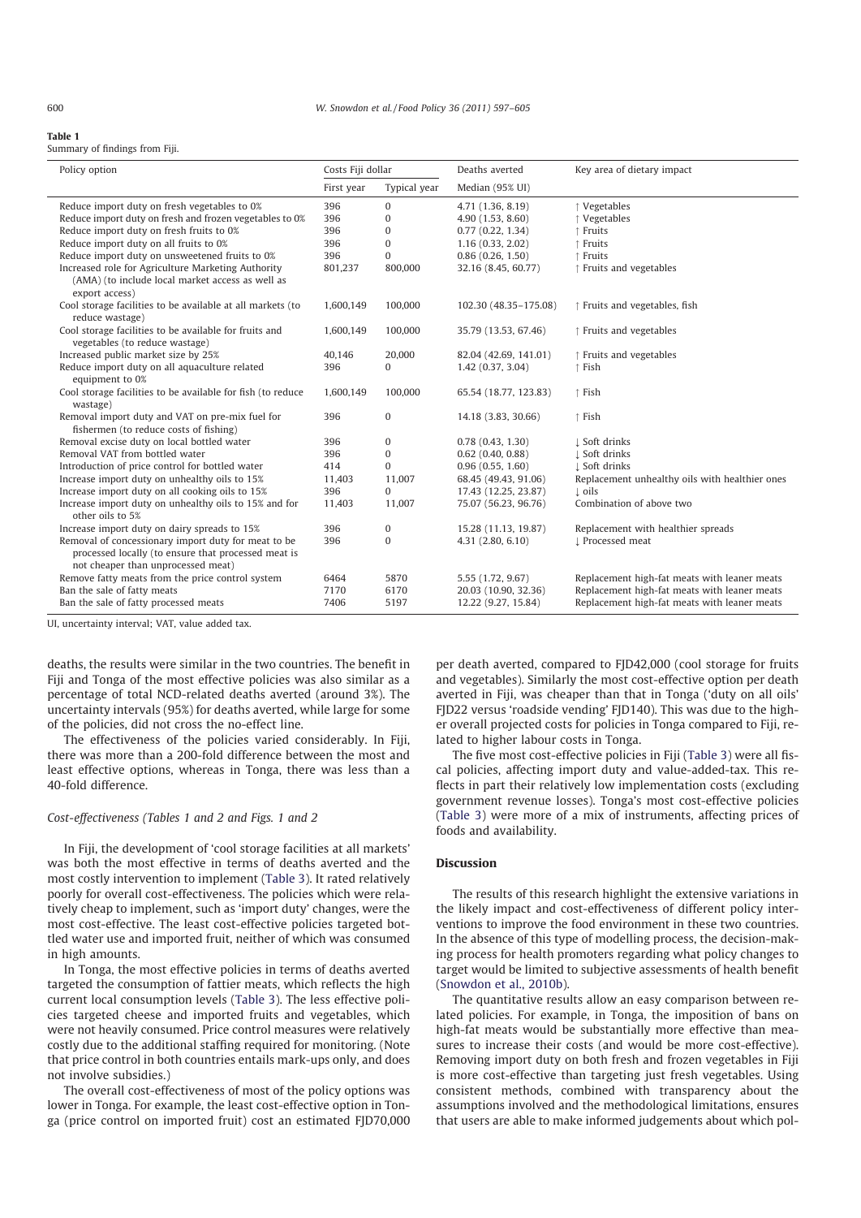**Table 1**
Summary of findings from Fiji.

| Policy option | Costs Fiji dollar | | Deaths averted | Key area of dietary impact |
|---|---|---|---|---|
| | First year | Typical year | Median (95% UI) | |
| Reduce import duty on fresh vegetables to 0% | 396 | 0 | 4.71 (1.36, 8.19) | ↑ Vegetables |
| Reduce import duty on fresh and frozen vegetables to 0% | 396 | 0 | 4.90 (1.53, 8.60) | ↑ Vegetables |
| Reduce import duty on fresh fruits to 0% | 396 | 0 | 0.77 (0.22, 1.34) | ↑ Fruits |
| Reduce import duty on all fruits to 0% | 396 | 0 | 1.16 (0.33, 2.02) | ↑ Fruits |
| Reduce import duty on unsweetened fruits to 0% | 396 | 0 | 0.86 (0.26, 1.50) | ↑ Fruits |
| Increased role for Agriculture Marketing Authority (AMA) (to include local market access as well as export access) | 801,237 | 800,000 | 32.16 (8.45, 60.77) | ↑ Fruits and vegetables |
| Cool storage facilities to be available at all markets (to reduce wastage) | 1,600,149 | 100,000 | 102.30 (48.35–175.08) | ↑ Fruits and vegetables, fish |
| Cool storage facilities to be available for fruits and vegetables (to reduce wastage) | 1,600,149 | 100,000 | 35.79 (13.53, 67.46) | ↑ Fruits and vegetables |
| Increased public market size by 25% | 40,146 | 20,000 | 82.04 (42.69, 141.01) | ↑ Fruits and vegetables |
| Reduce import duty on all aquaculture related equipment to 0% | 396 | 0 | 1.42 (0.37, 3.04) | ↑ Fish |
| Cool storage facilities to be available for fish (to reduce wastage) | 1,600,149 | 100,000 | 65.54 (18.77, 123.83) | ↑ Fish |
| Removal import duty and VAT on pre-mix fuel for fishermen (to reduce costs of fishing) | 396 | 0 | 14.18 (3.83, 30.66) | ↑ Fish |
| Removal excise duty on local bottled water | 396 | 0 | 0.78 (0.43, 1.30) | ↓ Soft drinks |
| Removal VAT from bottled water | 396 | 0 | 0.62 (0.40, 0.88) | ↓ Soft drinks |
| Introduction of price control for bottled water | 414 | 0 | 0.96 (0.55, 1.60) | ↓ Soft drinks |
| Increase import duty on unhealthy oils to 15% | 11,403 | 11,007 | 68.45 (49.43, 91.06) | Replacement unhealthy oils with healthier ones |
| Increase import duty on all cooking oils to 15% | 396 | 0 | 17.43 (12.25, 23.87) | ↓ oils |
| Increase import duty on unhealthy oils to 15% and for other oils to 5% | 11,403 | 11,007 | 75.07 (56.23, 96.76) | Combination of above two |
| Increase import duty on dairy spreads to 15% | 396 | 0 | 15.28 (11.13, 19.87) | Replacement with healthier spreads |
| Removal of concessionary import duty for meat to be processed locally (to ensure that processed meat is not cheaper than unprocessed meat) | 396 | 0 | 4.31 (2.80, 6.10) | ↓ Processed meat |
| Remove fatty meats from the price control system | 6464 | 5870 | 5.55 (1.72, 9.67) | Replacement high-fat meats with leaner meats |
| Ban the sale of fatty meats | 7170 | 6170 | 20.03 (10.90, 32.36) | Replacement high-fat meats with leaner meats |
| Ban the sale of fatty processed meats | 7406 | 5197 | 12.22 (9.27, 15.84) | Replacement high-fat meats with leaner meats |

UI, uncertainty interval; VAT, value added tax.

deaths, the results were similar in the two countries. The benefit in Fiji and Tonga of the most effective policies was also similar as a percentage of total NCD-related deaths averted (around 3%). The uncertainty intervals (95%) for deaths averted, while large for some of the policies, did not cross the no-effect line.

The effectiveness of the policies varied considerably. In Fiji, there was more than a 200-fold difference between the most and least effective options, whereas in Tonga, there was less than a 40-fold difference.

### Cost-effectiveness (Tables 1 and 2 and Figs. 1 and 2

In Fiji, the development of 'cool storage facilities at all markets' was both the most effective in terms of deaths averted and the most costly intervention to implement (Table 3). It rated relatively poorly for overall cost-effectiveness. The policies which were relatively cheap to implement, such as 'import duty' changes, were the most cost-effective. The least cost-effective policies targeted bottled water use and imported fruit, neither of which was consumed in high amounts.

In Tonga, the most effective policies in terms of deaths averted targeted the consumption of fattier meats, which reflects the high current local consumption levels (Table 3). The less effective policies targeted cheese and imported fruits and vegetables, which were not heavily consumed. Price control measures were relatively costly due to the additional staffing required for monitoring. (Note that price control in both countries entails mark-ups only, and does not involve subsidies.)

The overall cost-effectiveness of most of the policy options was lower in Tonga. For example, the least cost-effective option in Tonga (price control on imported fruit) cost an estimated FJD70,000 per death averted, compared to FJD42,000 (cool storage for fruits and vegetables). Similarly the most cost-effective option per death averted in Fiji, was cheaper than that in Tonga ('duty on all oils' FJD22 versus 'roadside vending' FJD140). This was due to the higher overall projected costs for policies in Tonga compared to Fiji, related to higher labour costs in Tonga.

The five most cost-effective policies in Fiji (Table 3) were all fiscal policies, affecting import duty and value-added-tax. This reflects in part their relatively low implementation costs (excluding government revenue losses). Tonga's most cost-effective policies (Table 3) were more of a mix of instruments, affecting prices of foods and availability.

## Discussion

The results of this research highlight the extensive variations in the likely impact and cost-effectiveness of different policy interventions to improve the food environment in these two countries. In the absence of this type of modelling process, the decision-making process for health promoters regarding what policy changes to target would be limited to subjective assessments of health benefit (Snowdon et al., 2010b).

The quantitative results allow an easy comparison between related policies. For example, in Tonga, the imposition of bans on high-fat meats would be substantially more effective than measures to increase their costs (and would be more cost-effective). Removing import duty on both fresh and frozen vegetables in Fiji is more cost-effective than targeting just fresh vegetables. Using consistent methods, combined with transparency about the assumptions involved and the methodological limitations, ensures that users are able to make informed judgements about which pol-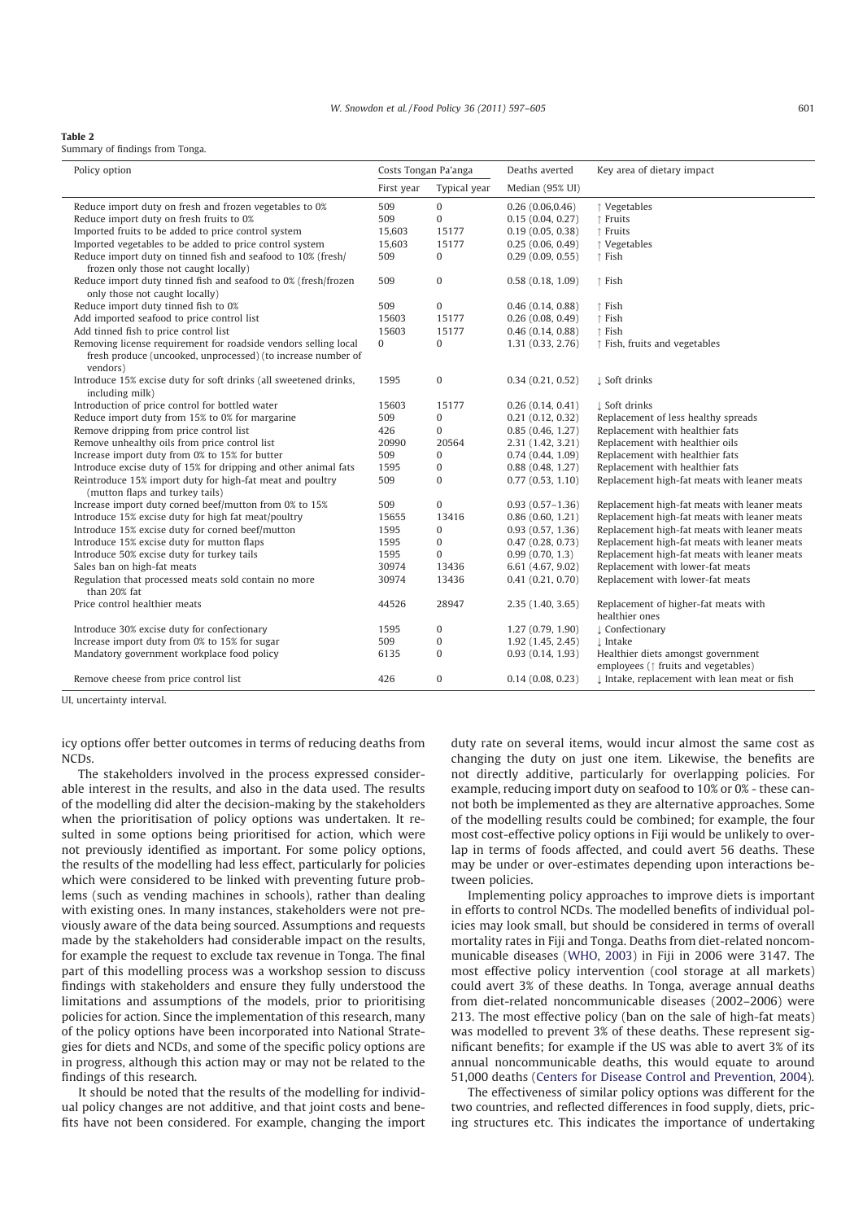**Table 2**
Summary of findings from Tonga.

| Policy option | Costs Tongan Pa'anga | | Deaths averted | Key area of dietary impact |
|---|---|---|---|---|
| | First year | Typical year | Median (95% UI) | |
| Reduce import duty on fresh and frozen vegetables to 0% | 509 | 0 | 0.26 (0.06,0.46) | ↑ Vegetables |
| Reduce import duty on fresh fruits to 0% | 509 | 0 | 0.15 (0.04, 0.27) | ↑ Fruits |
| Imported fruits to be added to price control system | 15,603 | 15177 | 0.19 (0.05, 0.38) | ↑ Fruits |
| Imported vegetables to be added to price control system | 15,603 | 15177 | 0.25 (0.06, 0.49) | ↑ Vegetables |
| Reduce import duty on tinned fish and seafood to 10% (fresh/frozen only those not caught locally) | 509 | 0 | 0.29 (0.09, 0.55) | ↑ Fish |
| Reduce import duty tinned fish and seafood to 0% (fresh/frozen only those not caught locally) | 509 | 0 | 0.58 (0.18, 1.09) | ↑ Fish |
| Reduce import duty tinned fish to 0% | 509 | 0 | 0.46 (0.14, 0.88) | ↑ Fish |
| Add imported seafood to price control list | 15603 | 15177 | 0.26 (0.08, 0.49) | ↑ Fish |
| Add tinned fish to price control list | 15603 | 15177 | 0.46 (0.14, 0.88) | ↑ Fish |
| Removing license requirement for roadside vendors selling local fresh produce (uncooked, unprocessed) (to increase number of vendors) | 0 | 0 | 1.31 (0.33, 2.76) | ↑ Fish, fruits and vegetables |
| Introduce 15% excise duty for soft drinks (all sweetened drinks, including milk) | 1595 | 0 | 0.34 (0.21, 0.52) | ↓ Soft drinks |
| Introduction of price control for bottled water | 15603 | 15177 | 0.26 (0.14, 0.41) | ↓ Soft drinks |
| Reduce import duty from 15% to 0% for margarine | 509 | 0 | 0.21 (0.12, 0.32) | Replacement of less healthy spreads |
| Remove dripping from price control list | 426 | 0 | 0.85 (0.46, 1.27) | Replacement with healthier fats |
| Remove unhealthy oils from price control list | 20990 | 20564 | 2.31 (1.42, 3.21) | Replacement with healthier oils |
| Increase import duty from 0% to 15% for butter | 509 | 0 | 0.74 (0.44, 1.09) | Replacement with healthier fats |
| Introduce excise duty of 15% for dripping and other animal fats | 1595 | 0 | 0.88 (0.48, 1.27) | Replacement with healthier fats |
| Reintroduce 15% import duty for high-fat meat and poultry (mutton flaps and turkey tails) | 509 | 0 | 0.77 (0.53, 1.10) | Replacement high-fat meats with leaner meats |
| Increase import duty corned beef/mutton from 0% to 15% | 509 | 0 | 0.93 (0.57–1.36) | Replacement high-fat meats with leaner meats |
| Introduce 15% excise duty for high fat meat/poultry | 15655 | 13416 | 0.86 (0.60, 1.21) | Replacement high-fat meats with leaner meats |
| Introduce 15% excise duty for corned beef/mutton | 1595 | 0 | 0.93 (0.57, 1.36) | Replacement high-fat meats with leaner meats |
| Introduce 15% excise duty for mutton flaps | 1595 | 0 | 0.47 (0.28, 0.73) | Replacement high-fat meats with leaner meats |
| Introduce 50% excise duty for turkey tails | 1595 | 0 | 0.99 (0.70, 1.3) | Replacement high-fat meats with leaner meats |
| Sales ban on high-fat meats | 30974 | 13436 | 6.61 (4.67, 9.02) | Replacement with lower-fat meats |
| Regulation that processed meats sold contain no more than 20% fat | 30974 | 13436 | 0.41 (0.21, 0.70) | Replacement with lower-fat meats |
| Price control healthier meats | 44526 | 28947 | 2.35 (1.40, 3.65) | Replacement of higher-fat meats with healthier ones |
| Introduce 30% excise duty for confectionary | 1595 | 0 | 1.27 (0.79, 1.90) | ↓ Confectionary |
| Increase import duty from 0% to 15% for sugar | 509 | 0 | 1.92 (1.45, 2.45) | ↓ Intake |
| Mandatory government workplace food policy | 6135 | 0 | 0.93 (0.14, 1.93) | Healthier diets amongst government employees (↑ fruits and vegetables) |
| Remove cheese from price control list | 426 | 0 | 0.14 (0.08, 0.23) | ↓ Intake, replacement with lean meat or fish |

UI, uncertainty interval.

icy options offer better outcomes in terms of reducing deaths from NCDs.

The stakeholders involved in the process expressed considerable interest in the results, and also in the data used. The results of the modelling did alter the decision-making by the stakeholders when the prioritisation of policy options was undertaken. It resulted in some options being prioritised for action, which were not previously identified as important. For some policy options, the results of the modelling had less effect, particularly for policies which were considered to be linked with preventing future problems (such as vending machines in schools), rather than dealing with existing ones. In many instances, stakeholders were not previously aware of the data being sourced. Assumptions and requests made by the stakeholders had considerable impact on the results, for example the request to exclude tax revenue in Tonga. The final part of this modelling process was a workshop session to discuss findings with stakeholders and ensure they fully understood the limitations and assumptions of the models, prior to prioritising policies for action. Since the implementation of this research, many of the policy options have been incorporated into National Strategies for diets and NCDs, and some of the specific policy options are in progress, although this action may or may not be related to the findings of this research.

It should be noted that the results of the modelling for individual policy changes are not additive, and that joint costs and benefits have not been considered. For example, changing the import duty rate on several items, would incur almost the same cost as changing the duty on just one item. Likewise, the benefits are not directly additive, particularly for overlapping policies. For example, reducing import duty on seafood to 10% or 0% - these cannot both be implemented as they are alternative approaches. Some of the modelling results could be combined; for example, the four most cost-effective policy options in Fiji would be unlikely to overlap in terms of foods affected, and could avert 56 deaths. These may be under or over-estimates depending upon interactions between policies.

Implementing policy approaches to improve diets is important in efforts to control NCDs. The modelled benefits of individual policies may look small, but should be considered in terms of overall mortality rates in Fiji and Tonga. Deaths from diet-related noncommunicable diseases (WHO, 2003) in Fiji in 2006 were 3147. The most effective policy intervention (cool storage at all markets) could avert 3% of these deaths. In Tonga, average annual deaths from diet-related noncommunicable diseases (2002–2006) were 213. The most effective policy (ban on the sale of high-fat meats) was modelled to prevent 3% of these deaths. These represent significant benefits; for example if the US was able to avert 3% of its annual noncommunicable deaths, this would equate to around 51,000 deaths (Centers for Disease Control and Prevention, 2004).

The effectiveness of similar policy options was different for the two countries, and reflected differences in food supply, diets, pricing structures etc. This indicates the importance of undertaking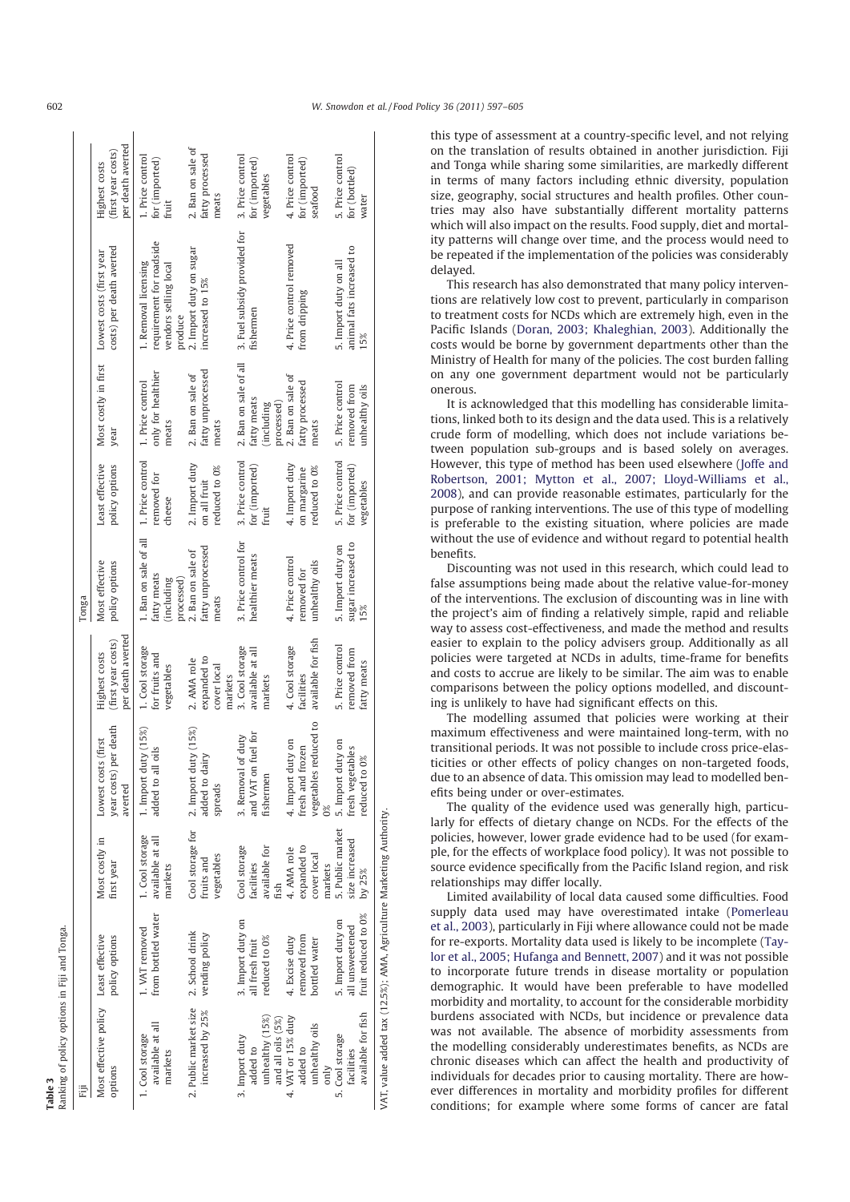**Table 3**
Ranking of policy options in Fiji and Tonga.

| Fiji | | | | | | | | Tonga | | | | | |
|---|---|---|---|---|---|---|---|---|---|---|---|---|---|
| Most effective policy options | Least effective policy options | Most costly in first year | Lowest costs (first year costs) per death averted | Highest costs (first year costs) per death averted | Most effective policy options | Least effective policy options | Most costly in first year | Lowest costs (first year costs) per death averted | Highest costs (first year costs) per death averted |
| 1. Cool storage available at all markets | 1. VAT removed from bottled water | 1. Cool storage available at all markets | 1. Import duty (15%) added to all oils | 1. Cool storage for fruits and vegetables | 1. Ban on sale of all fatty meats (including processed) | 1. Price control removed for cheese | 1. Price control only for healthier meats | 1. Removal licensing requirement for roadside vendors selling local produce | 1. Price control for (imported) fruit |
| 2. Public market size increased by 25% | 2. School drink vending policy | Cool storage for fruits and vegetables | 2. Import duty (15%) added to dairy spreads | 2. AMA role expanded to cover local markets | 2. Ban on sale of fatty unprocessed meats | 2. Import duty on all fruit reduced to 0% | 2. Ban on sale of fatty unprocessed meats | 2. Import duty on sugar increased to 15% | 2. Ban on sale of fatty processed meats |
| 3. Import duty added to unhealthy (15%) and all oils (5%) | 3. Import duty on all fresh fruit reduced to 0% | Cool storage facilities available for fish | 3. Removal of duty and VAT on fuel for fishermen | 3. Cool storage available at all markets | 3. Price control for healthier meats | 3. Price control for (imported) fruit | 2. Ban on sale of all fatty meats (including processed) | 3. Fuel subsidy provided for fishermen | 3. Price control for (imported) vegetables |
| 4. VAT or 15% duty added to unhealthy oils only | 4. Excise duty removed from bottled water | 4. AMA role expanded to cover local markets | 4. Import duty on fresh and frozen vegetables reduced to 0% | 4. Cool storage facilities available for fish | 4. Price control removed for unhealthy oils | 4. Import duty on margarine reduced to 0% | 2. Ban on sale of fatty processed meats | 4. Price control removed from dripping | 4. Price control for (imported) seafood |
| 5. Cool storage facilities available for fish | 5. Import duty on all unsweetened fruit reduced to 0% | 5. Public market size increased by 25% | 5. Import duty on fresh vegetables reduced to 0% | 5. Price control removed from fatty meats | 5. Import duty on sugar increased to 15% | 5. Price control for (imported) vegetables | 5. Price control removed from unhealthy oils | 5. Import duty on all animal fats increased to 15% | 5. Price control for (bottled) water |

VAT, value added tax (12.5%); AMA, Agriculture Marketing Authority.

this type of assessment at a country-specific level, and not relying on the translation of results obtained in another jurisdiction. Fiji and Tonga while sharing some similarities, are markedly different in terms of many factors including ethnic diversity, population size, geography, social structures and health profiles. Other countries may also have substantially different mortality patterns which will also impact on the results. Food supply, diet and mortality patterns will change over time, and the process would need to be repeated if the implementation of the policies was considerably delayed.

This research has also demonstrated that many policy interventions are relatively low cost to prevent, particularly in comparison to treatment costs for NCDs which are extremely high, even in the Pacific Islands (Doran, 2003; Khaleghian, 2003). Additionally the costs would be borne by government departments other than the Ministry of Health for many of the policies. The cost burden falling on any one government department would not be particularly onerous.

It is acknowledged that this modelling has considerable limitations, linked both to its design and the data used. This is a relatively crude form of modelling, which does not include variations between population sub-groups and is based solely on averages. However, this type of method has been used elsewhere (Joffe and Robertson, 2001; Mytton et al., 2007; Lloyd-Williams et al., 2008), and can provide reasonable estimates, particularly for the purpose of ranking interventions. The use of this type of modelling is preferable to the existing situation, where policies are made without the use of evidence and without regard to potential health benefits.

Discounting was not used in this research, which could lead to false assumptions being made about the relative value-for-money of the interventions. The exclusion of discounting was in line with the project's aim of finding a relatively simple, rapid and reliable way to assess cost-effectiveness, and made the method and results easier to explain to the policy advisers group. Additionally as all policies were targeted at NCDs in adults, time-frame for benefits and costs to accrue are likely to be similar. The aim was to enable comparisons between the policy options modelled, and discounting is unlikely to have had significant effects on this.

The modelling assumed that policies were working at their maximum effectiveness and were maintained long-term, with no transitional periods. It was not possible to include cross price-elasticities or other effects of policy changes on non-targeted foods, due to an absence of data. This omission may lead to modelled benefits being under or over-estimates.

The quality of the evidence used was generally high, particularly for effects of dietary change on NCDs. For the effects of the policies, however, lower grade evidence had to be used (for example, for the effects of workplace food policy). It was not possible to source evidence specifically from the Pacific Island region, and risk relationships may differ locally.

Limited availability of local data caused some difficulties. Food supply data used may have overestimated intake (Pomerleau et al., 2003), particularly in Fiji where allowance could not be made for re-exports. Mortality data used is likely to be incomplete (Taylor et al., 2005; Hufanga and Bennett, 2007) and it was not possible to incorporate future trends in disease mortality or population demographic. It would have been preferable to have modelled morbidity and mortality, to account for the considerable morbidity burdens associated with NCDs, but incidence or prevalence data was not available. The absence of morbidity assessments from the modelling considerably underestimates benefits, as NCDs are chronic diseases which can affect the health and productivity of individuals for decades prior to causing mortality. There are however differences in mortality and morbidity profiles for different conditions; for example where some forms of cancer are fatal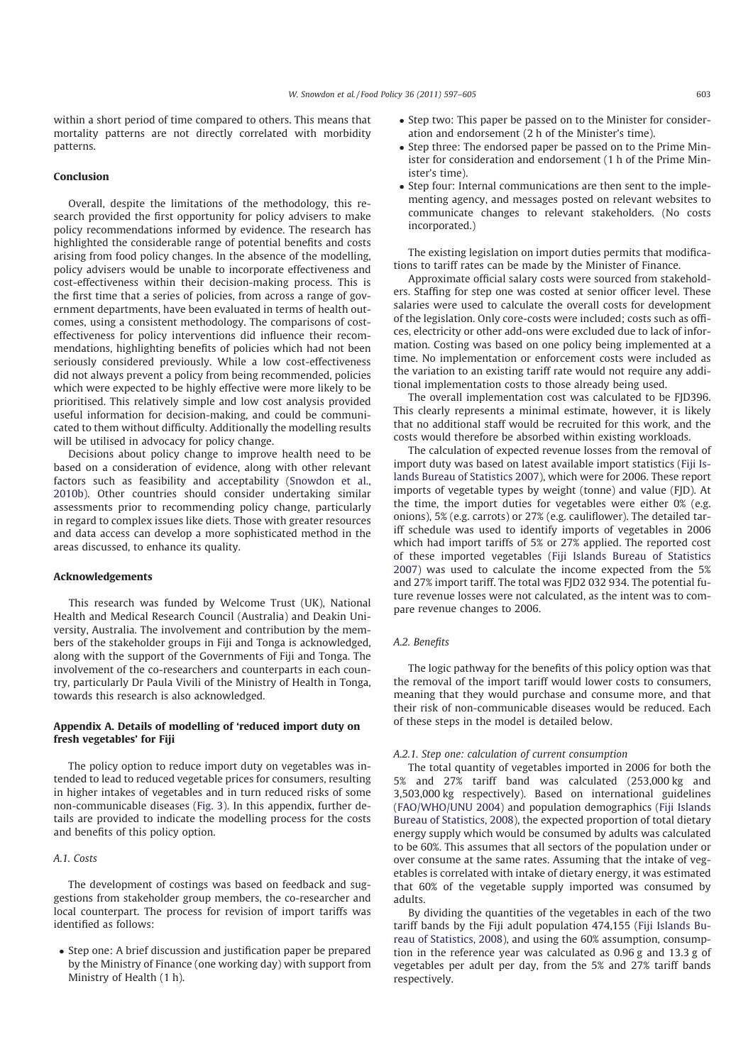within a short period of time compared to others. This means that mortality patterns are not directly correlated with morbidity patterns.

## Conclusion

Overall, despite the limitations of the methodology, this research provided the first opportunity for policy advisers to make policy recommendations informed by evidence. The research has highlighted the considerable range of potential benefits and costs arising from food policy changes. In the absence of the modelling, policy advisers would be unable to incorporate effectiveness and cost-effectiveness within their decision-making process. This is the first time that a series of policies, from across a range of government departments, have been evaluated in terms of health outcomes, using a consistent methodology. The comparisons of cost-effectiveness for policy interventions did influence their recommendations, highlighting benefits of policies which had not been seriously considered previously. While a low cost-effectiveness did not always prevent a policy from being recommended, policies which were expected to be highly effective were more likely to be prioritised. This relatively simple and low cost analysis provided useful information for decision-making, and could be communicated to them without difficulty. Additionally the modelling results will be utilised in advocacy for policy change.

Decisions about policy change to improve health need to be based on a consideration of evidence, along with other relevant factors such as feasibility and acceptability (Snowdon et al., 2010b). Other countries should consider undertaking similar assessments prior to recommending policy change, particularly in regard to complex issues like diets. Those with greater resources and data access can develop a more sophisticated method in the areas discussed, to enhance its quality.

## Acknowledgements

This research was funded by Welcome Trust (UK), National Health and Medical Research Council (Australia) and Deakin University, Australia. The involvement and contribution by the members of the stakeholder groups in Fiji and Tonga is acknowledged, along with the support of the Governments of Fiji and Tonga. The involvement of the co-researchers and counterparts in each country, particularly Dr Paula Vivili of the Ministry of Health in Tonga, towards this research is also acknowledged.

## Appendix A. Details of modelling of 'reduced import duty on fresh vegetables' for Fiji

The policy option to reduce import duty on vegetables was intended to lead to reduced vegetable prices for consumers, resulting in higher intakes of vegetables and in turn reduced risks of some non-communicable diseases (Fig. 3). In this appendix, further details are provided to indicate the modelling process for the costs and benefits of this policy option.

### A.1. Costs

The development of costings was based on feedback and suggestions from stakeholder group members, the co-researcher and local counterpart. The process for revision of import tariffs was identified as follows:

- Step one: A brief discussion and justification paper be prepared by the Ministry of Finance (one working day) with support from Ministry of Health (1 h).
- Step two: This paper be passed on to the Minister for consideration and endorsement (2 h of the Minister's time).
- Step three: The endorsed paper be passed on to the Prime Minister for consideration and endorsement (1 h of the Prime Minister's time).
- Step four: Internal communications are then sent to the implementing agency, and messages posted on relevant websites to communicate changes to relevant stakeholders. (No costs incorporated.)

The existing legislation on import duties permits that modifications to tariff rates can be made by the Minister of Finance.

Approximate official salary costs were sourced from stakeholders. Staffing for step one was costed at senior officer level. These salaries were used to calculate the overall costs for development of the legislation. Only core-costs were included; costs such as offices, electricity or other add-ons were excluded due to lack of information. Costing was based on one policy being implemented at a time. No implementation or enforcement costs were included as the variation to an existing tariff rate would not require any additional implementation costs to those already being used.

The overall implementation cost was calculated to be FJD396. This clearly represents a minimal estimate, however, it is likely that no additional staff would be recruited for this work, and the costs would therefore be absorbed within existing workloads.

The calculation of expected revenue losses from the removal of import duty was based on latest available import statistics (Fiji Islands Bureau of Statistics 2007), which were for 2006. These report imports of vegetable types by weight (tonne) and value (FJD). At the time, the import duties for vegetables were either 0% (e.g. onions), 5% (e.g. carrots) or 27% (e.g. cauliflower). The detailed tariff schedule was used to identify imports of vegetables in 2006 which had import tariffs of 5% or 27% applied. The reported cost of these imported vegetables (Fiji Islands Bureau of Statistics 2007) was used to calculate the income expected from the 5% and 27% import tariff. The total was FJD2 032 934. The potential future revenue losses were not calculated, as the intent was to compare revenue changes to 2006.

### A.2. Benefits

The logic pathway for the benefits of this policy option was that the removal of the import tariff would lower costs to consumers, meaning that they would purchase and consume more, and that their risk of non-communicable diseases would be reduced. Each of these steps in the model is detailed below.

#### A.2.1. Step one: calculation of current consumption

The total quantity of vegetables imported in 2006 for both the 5% and 27% tariff band was calculated (253,000 kg and 3,503,000 kg respectively). Based on international guidelines (FAO/WHO/UNU 2004) and population demographics (Fiji Islands Bureau of Statistics, 2008), the expected proportion of total dietary energy supply which would be consumed by adults was calculated to be 60%. This assumes that all sectors of the population under or over consume at the same rates. Assuming that the intake of vegetables is correlated with intake of dietary energy, it was estimated that 60% of the vegetable supply imported was consumed by adults.

By dividing the quantities of the vegetables in each of the two tariff bands by the Fiji adult population 474,155 (Fiji Islands Bureau of Statistics, 2008), and using the 60% assumption, consumption in the reference year was calculated as 0.96 g and 13.3 g of vegetables per adult per day, from the 5% and 27% tariff bands respectively.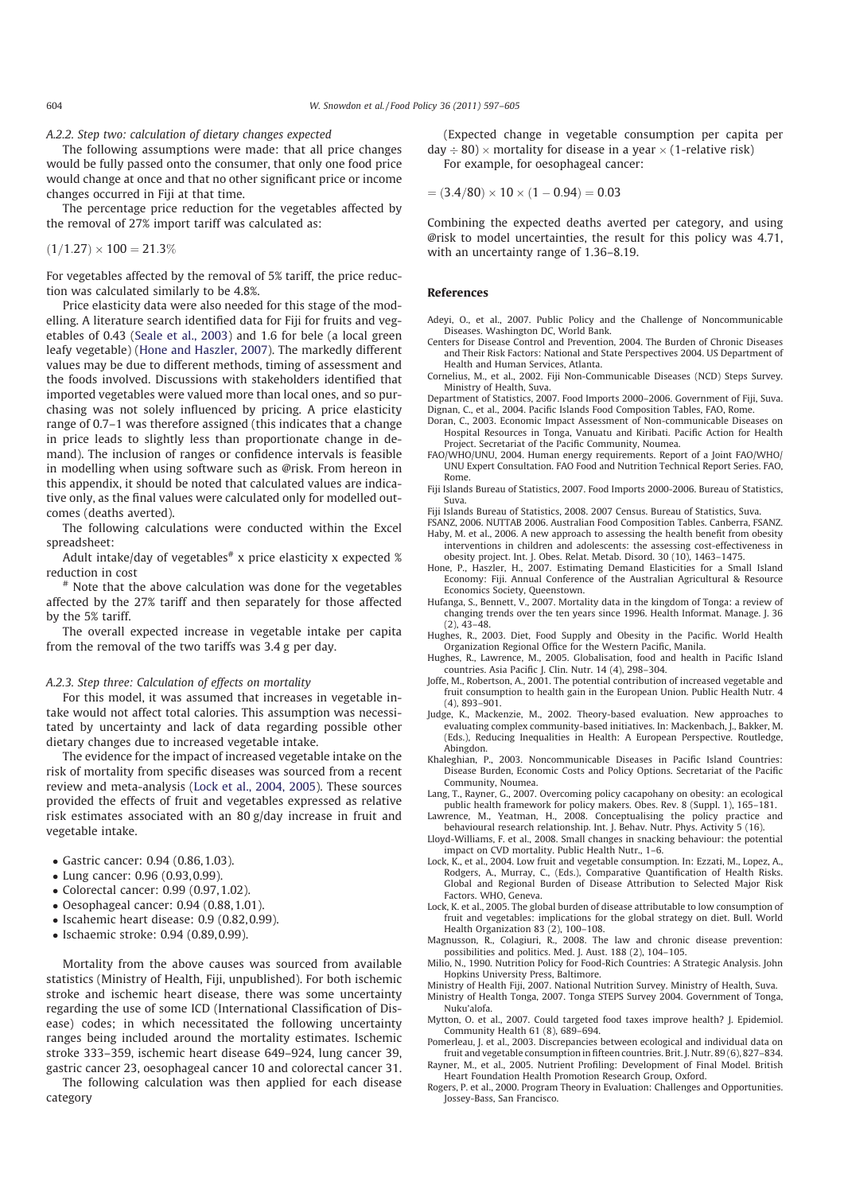### A.2.2. Step two: calculation of dietary changes expected

The following assumptions were made: that all price changes would be fully passed onto the consumer, that only one food price would change at once and that no other significant price or income changes occurred in Fiji at that time.

The percentage price reduction for the vegetables affected by the removal of 27% import tariff was calculated as:

$(1/1.27) \times 100 = 21.3\%$

For vegetables affected by the removal of 5% tariff, the price reduction was calculated similarly to be 4.8%.

Price elasticity data were also needed for this stage of the modelling. A literature search identified data for Fiji for fruits and vegetables of 0.43 (Seale et al., 2003) and 1.6 for bele (a local green leafy vegetable) (Hone and Haszler, 2007). The markedly different values may be due to different methods, timing of assessment and the foods involved. Discussions with stakeholders identified that imported vegetables were valued more than local ones, and so purchasing was not solely influenced by pricing. A price elasticity range of 0.7–1 was therefore assigned (this indicates that a change in price leads to slightly less than proportionate change in demand). The inclusion of ranges or confidence intervals is feasible in modelling when using software such as @risk. From hereon in this appendix, it should be noted that calculated values are indicative only, as the final values were calculated only for modelled outcomes (deaths averted).

The following calculations were conducted within the Excel spreadsheet:

Adult intake/day of vegetables[#] x price elasticity x expected % reduction in cost

[#] Note that the above calculation was done for the vegetables affected by the 27% tariff and then separately for those affected by the 5% tariff.

The overall expected increase in vegetable intake per capita from the removal of the two tariffs was 3.4 g per day.

### A.2.3. Step three: Calculation of effects on mortality

For this model, it was assumed that increases in vegetable intake would not affect total calories. This assumption was necessitated by uncertainty and lack of data regarding possible other dietary changes due to increased vegetable intake.

The evidence for the impact of increased vegetable intake on the risk of mortality from specific diseases was sourced from a recent review and meta-analysis (Lock et al., 2004, 2005). These sources provided the effects of fruit and vegetables expressed as relative risk estimates associated with an 80 g/day increase in fruit and vegetable intake.

- Gastric cancer: 0.94 (0.86, 1.03).
- Lung cancer: 0.96 (0.93, 0.99).
- Colorectal cancer: 0.99 (0.97, 1.02).
- Oesophageal cancer: 0.94 (0.88, 1.01).
- Iscahemic heart disease: 0.9 (0.82, 0.99).
- Ischaemic stroke: 0.94 (0.89, 0.99).

Mortality from the above causes was sourced from available statistics (Ministry of Health, Fiji, unpublished). For both ischemic stroke and ischemic heart disease, there was some uncertainty regarding the use of some ICD (International Classification of Disease) codes; in which necessitated the following uncertainty ranges being included around the mortality estimates. Ischemic stroke 333–359, ischemic heart disease 649–924, lung cancer 39, gastric cancer 23, oesophageal cancer 10 and colorectal cancer 31.

The following calculation was then applied for each disease category

(Expected change in vegetable consumption per capita per day $\div$ 80) $\times$ mortality for disease in a year $\times$ (1-relative risk)

For example, for oesophageal cancer:

$= (3.4/80) \times 10 \times (1 - 0.94) = 0.03$

Combining the expected deaths averted per category, and using @risk to model uncertainties, the result for this policy was 4.71, with an uncertainty range of 1.36–8.19.

## References

Adeyi, O., et al., 2007. Public Policy and the Challenge of Noncommunicable Diseases. Washington DC, World Bank.

Centers for Disease Control and Prevention, 2004. The Burden of Chronic Diseases and Their Risk Factors: National and State Perspectives 2004. US Department of Health and Human Services, Atlanta.

Cornelius, M., et al., 2002. Fiji Non-Communicable Diseases (NCD) Steps Survey. Ministry of Health, Suva.

Department of Statistics, 2007. Food Imports 2000–2006. Government of Fiji, Suva.

Dignan, C., et al., 2004. Pacific Islands Food Composition Tables, FAO, Rome.

Doran, C., 2003. Economic Impact Assessment of Non-communicable Diseases on Hospital Resources in Tonga, Vanuatu and Kiribati. Pacific Action for Health Project. Secretariat of the Pacific Community, Noumea.

FAO/WHO/UNU, 2004. Human energy requirements. Report of a Joint FAO/WHO/UNU Expert Consultation. FAO Food and Nutrition Technical Report Series. FAO, Rome.

Fiji Islands Bureau of Statistics, 2007. Food Imports 2000-2006. Bureau of Statistics, Suva.

Fiji Islands Bureau of Statistics, 2008. 2007 Census. Bureau of Statistics, Suva.

FSANZ, 2006. NUTTAB 2006. Australian Food Composition Tables. Canberra, FSANZ.

Haby, M. et al., 2006. A new approach to assessing the health benefit from obesity interventions in children and adolescents: the assessing cost-effectiveness in obesity project. Int. J. Obes. Relat. Metab. Disord. 30 (10), 1463–1475.

Hone, P., Haszler, H., 2007. Estimating Demand Elasticities for a Small Island Economy: Fiji. Annual Conference of the Australian Agricultural & Resource Economics Society, Queenstown.

Hufanga, S., Bennett, V., 2007. Mortality data in the kingdom of Tonga: a review of changing trends over the ten years since 1996. Health Informat. Manage. J. 36 (2), 43–48.

Hughes, R., 2003. Diet, Food Supply and Obesity in the Pacific. World Health Organization Regional Office for the Western Pacific, Manila.

Hughes, R., Lawrence, M., 2005. Globalisation, food and health in Pacific Island countries. Asia Pacific J. Clin. Nutr. 14 (4), 298–304.

Joffe, M., Robertson, A., 2001. The potential contribution of increased vegetable and fruit consumption to health gain in the European Union. Public Health Nutr. 4 (4), 893–901.

Judge, K., Mackenzie, M., 2002. Theory-based evaluation. New approaches to evaluating complex community-based initiatives. In: Mackenbach, J., Bakker, M. (Eds.), Reducing Inequalities in Health: A European Perspective. Routledge, Abingdon.

Khaleghian, P., 2003. Noncommunicable Diseases in Pacific Island Countries: Disease Burden, Economic Costs and Policy Options. Secretariat of the Pacific Community, Noumea.

Lang, T., Rayner, G., 2007. Overcoming policy cacapohany on obesity: an ecological public health framework for policy makers. Obes. Rev. 8 (Suppl. 1), 165–181.

Lawrence, M., Yeatman, H., 2008. Conceptualising the policy practice and behavioural research relationship. Int. J. Behav. Nutr. Phys. Activity 5 (16).

Lloyd-Williams, F. et al., 2008. Small changes in snacking behaviour: the potential impact on CVD mortality. Public Health Nutr., 1–6.

Lock, K., et al., 2004. Low fruit and vegetable consumption. In: Ezzati, M., Lopez, A., Rodgers, A., Murray, C., (Eds.), Comparative Quantification of Health Risks. Global and Regional Burden of Disease Attribution to Selected Major Risk Factors. WHO, Geneva.

Lock, K. et al., 2005. The global burden of disease attributable to low consumption of fruit and vegetables: implications for the global strategy on diet. Bull. World Health Organization 83 (2), 100–108.

Magnusson, R., Colagiuri, R., 2008. The law and chronic disease prevention: possibilities and politics. Med. J. Aust. 188 (2), 104–105.

Milio, N., 1990. Nutrition Policy for Food-Rich Countries: A Strategic Analysis. John Hopkins University Press, Baltimore.

Ministry of Health Fiji, 2007. National Nutrition Survey. Ministry of Health, Suva.

Ministry of Health Tonga, 2007. Tonga STEPS Survey 2004. Government of Tonga, Nuku'alofa.

Mytton, O. et al., 2007. Could targeted food taxes improve health? J. Epidemiol. Community Health 61 (8), 689–694.

Pomerleau, J. et al., 2003. Discrepancies between ecological and individual data on fruit and vegetable consumption in fifteen countries. Brit. J. Nutr. 89 (6), 827–834.

Rayner, M., et al., 2005. Nutrient Profiling: Development of Final Model. British Heart Foundation Health Promotion Research Group, Oxford.

Rogers, P. et al., 2000. Program Theory in Evaluation: Challenges and Opportunities. Jossey-Bass, San Francisco.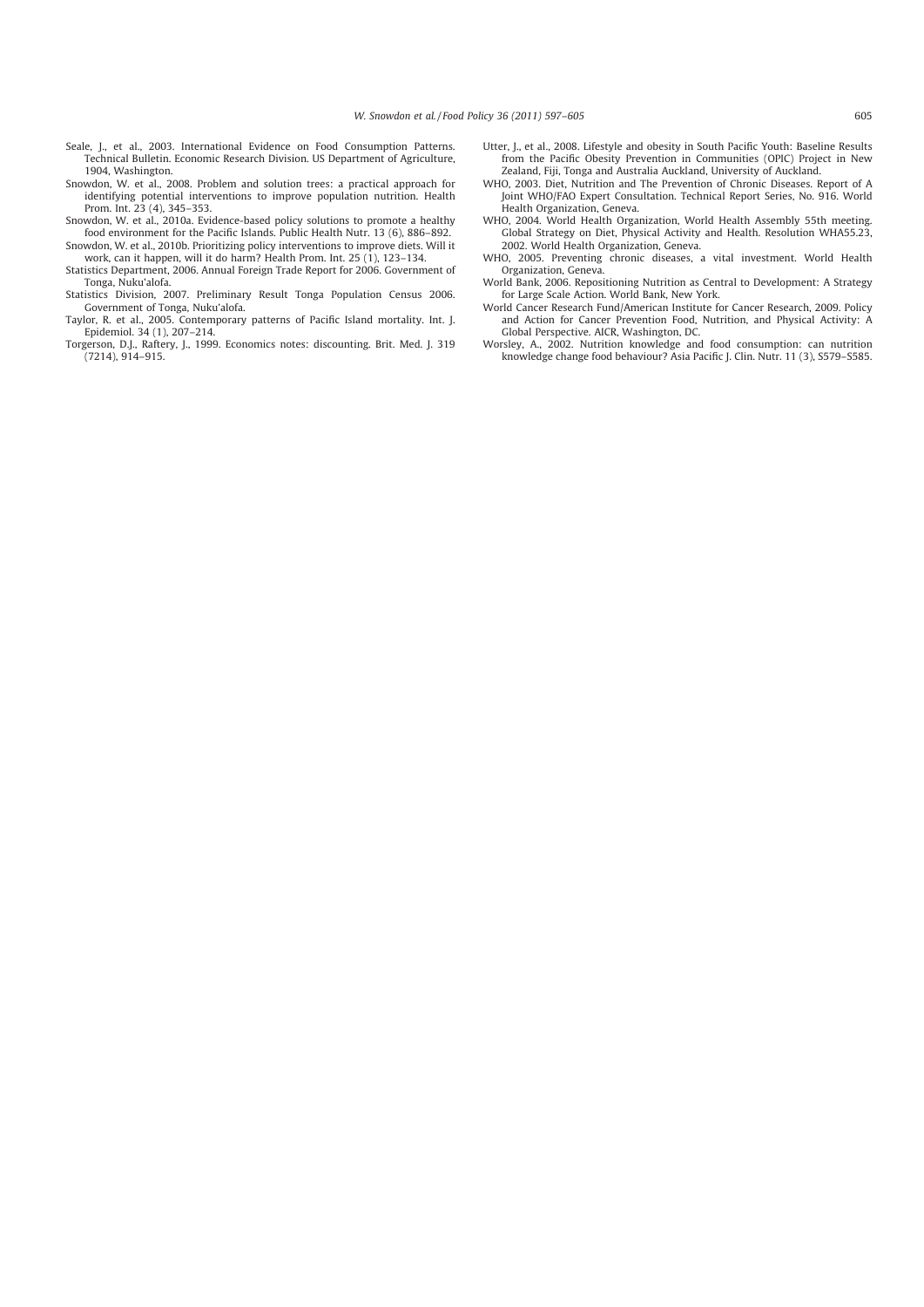Seale, J., et al., 2003. International Evidence on Food Consumption Patterns. Technical Bulletin. Economic Research Division. US Department of Agriculture, 1904, Washington.

Snowdon, W. et al., 2008. Problem and solution trees: a practical approach for identifying potential interventions to improve population nutrition. Health Prom. Int. 23 (4), 345–353.

Snowdon, W. et al., 2010a. Evidence-based policy solutions to promote a healthy food environment for the Pacific Islands. Public Health Nutr. 13 (6), 886–892.

Snowdon, W. et al., 2010b. Prioritizing policy interventions to improve diets. Will it work, can it happen, will it do harm? Health Prom. Int. 25 (1), 123–134.

Statistics Department, 2006. Annual Foreign Trade Report for 2006. Government of Tonga, Nuku'alofa.

Statistics Division, 2007. Preliminary Result Tonga Population Census 2006. Government of Tonga, Nuku'alofa.

Taylor, R. et al., 2005. Contemporary patterns of Pacific Island mortality. Int. J. Epidemiol. 34 (1), 207–214.

Torgerson, D.J., Raftery, J., 1999. Economics notes: discounting. Brit. Med. J. 319 (7214), 914–915.

Utter, J., et al., 2008. Lifestyle and obesity in South Pacific Youth: Baseline Results from the Pacific Obesity Prevention in Communities (OPIC) Project in New Zealand, Fiji, Tonga and Australia Auckland, University of Auckland.

WHO, 2003. Diet, Nutrition and The Prevention of Chronic Diseases. Report of A Joint WHO/FAO Expert Consultation. Technical Report Series, No. 916. World Health Organization, Geneva.

WHO, 2004. World Health Organization, World Health Assembly 55th meeting. Global Strategy on Diet, Physical Activity and Health. Resolution WHA55.23, 2002. World Health Organization, Geneva.

WHO, 2005. Preventing chronic diseases, a vital investment. World Health Organization, Geneva.

World Bank, 2006. Repositioning Nutrition as Central to Development: A Strategy for Large Scale Action. World Bank, New York.

World Cancer Research Fund/American Institute for Cancer Research, 2009. Policy and Action for Cancer Prevention Food, Nutrition, and Physical Activity: A Global Perspective. AICR, Washington, DC.

Worsley, A., 2002. Nutrition knowledge and food consumption: can nutrition knowledge change food behaviour? Asia Pacific J. Clin. Nutr. 11 (3), S579–S585.